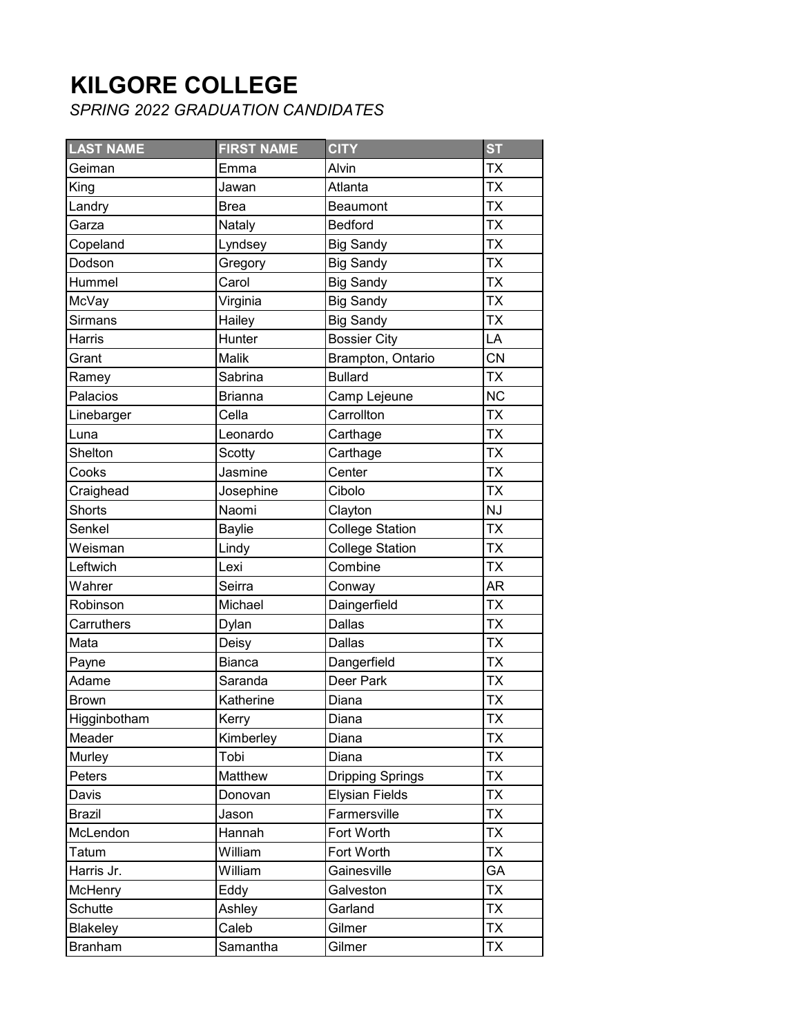# KILGORE COLLEGE

*SPRING 2022 GRADUATION CANDIDATES*

| LAST NAME | FIRST NAME | CITY | ST |
|---|---|---|---|
| Geiman | Emma | Alvin | TX |
| King | Jawan | Atlanta | TX |
| Landry | Brea | Beaumont | TX |
| Garza | Nataly | Bedford | TX |
| Copeland | Lyndsey | Big Sandy | TX |
| Dodson | Gregory | Big Sandy | TX |
| Hummel | Carol | Big Sandy | TX |
| McVay | Virginia | Big Sandy | TX |
| Sirmans | Hailey | Big Sandy | TX |
| Harris | Hunter | Bossier City | LA |
| Grant | Malik | Brampton, Ontario | CN |
| Ramey | Sabrina | Bullard | TX |
| Palacios | Brianna | Camp Lejeune | NC |
| Linebarger | Cella | Carrollton | TX |
| Luna | Leonardo | Carthage | TX |
| Shelton | Scotty | Carthage | TX |
| Cooks | Jasmine | Center | TX |
| Craighead | Josephine | Cibolo | TX |
| Shorts | Naomi | Clayton | NJ |
| Senkel | Baylie | College Station | TX |
| Weisman | Lindy | College Station | TX |
| Leftwich | Lexi | Combine | TX |
| Wahrer | Seirra | Conway | AR |
| Robinson | Michael | Daingerfield | TX |
| Carruthers | Dylan | Dallas | TX |
| Mata | Deisy | Dallas | TX |
| Payne | Bianca | Dangerfield | TX |
| Adame | Saranda | Deer Park | TX |
| Brown | Katherine | Diana | TX |
| Higginbotham | Kerry | Diana | TX |
| Meader | Kimberley | Diana | TX |
| Murley | Tobi | Diana | TX |
| Peters | Matthew | Dripping Springs | TX |
| Davis | Donovan | Elysian Fields | TX |
| Brazil | Jason | Farmersville | TX |
| McLendon | Hannah | Fort Worth | TX |
| Tatum | William | Fort Worth | TX |
| Harris Jr. | William | Gainesville | GA |
| McHenry | Eddy | Galveston | TX |
| Schutte | Ashley | Garland | TX |
| Blakeley | Caleb | Gilmer | TX |
| Branham | Samantha | Gilmer | TX |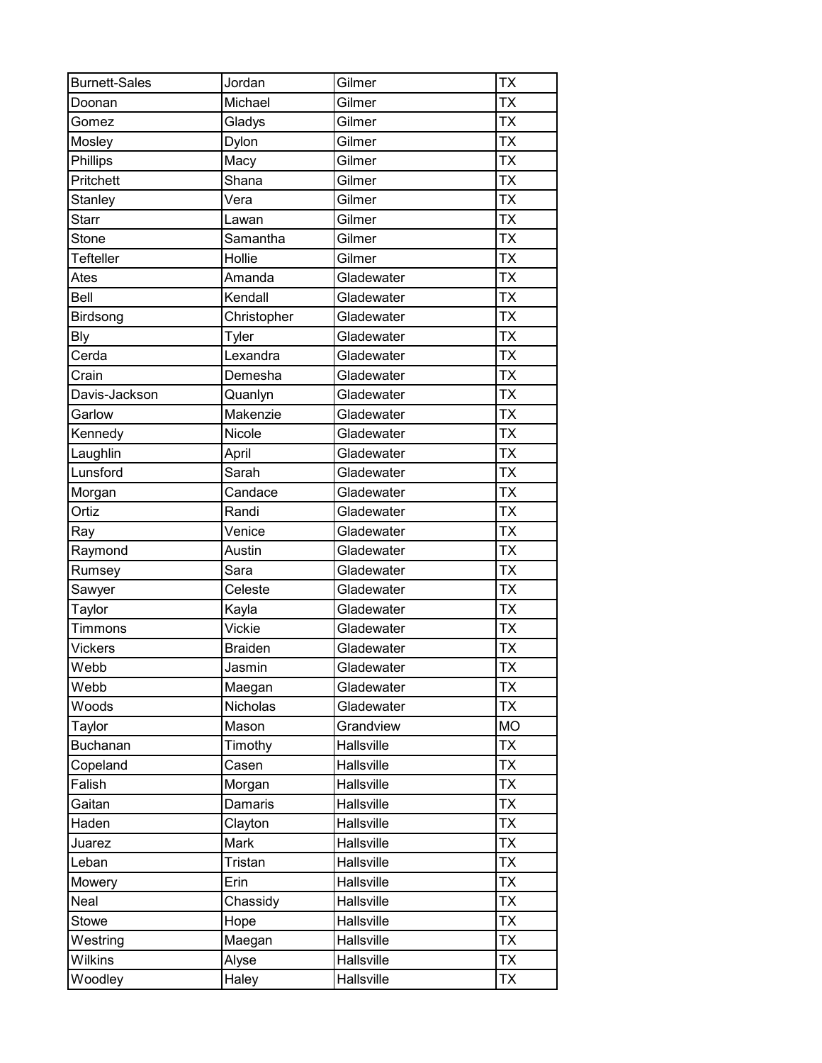| Burnett-Sales | Jordan | Gilmer | TX |
|---|---|---|---|
| Doonan | Michael | Gilmer | TX |
| Gomez | Gladys | Gilmer | TX |
| Mosley | Dylon | Gilmer | TX |
| Phillips | Macy | Gilmer | TX |
| Pritchett | Shana | Gilmer | TX |
| Stanley | Vera | Gilmer | TX |
| Starr | Lawan | Gilmer | TX |
| Stone | Samantha | Gilmer | TX |
| Tefteller | Hollie | Gilmer | TX |
| Ates | Amanda | Gladewater | TX |
| Bell | Kendall | Gladewater | TX |
| Birdsong | Christopher | Gladewater | TX |
| Bly | Tyler | Gladewater | TX |
| Cerda | Lexandra | Gladewater | TX |
| Crain | Demesha | Gladewater | TX |
| Davis-Jackson | Quanlyn | Gladewater | TX |
| Garlow | Makenzie | Gladewater | TX |
| Kennedy | Nicole | Gladewater | TX |
| Laughlin | April | Gladewater | TX |
| Lunsford | Sarah | Gladewater | TX |
| Morgan | Candace | Gladewater | TX |
| Ortiz | Randi | Gladewater | TX |
| Ray | Venice | Gladewater | TX |
| Raymond | Austin | Gladewater | TX |
| Rumsey | Sara | Gladewater | TX |
| Sawyer | Celeste | Gladewater | TX |
| Taylor | Kayla | Gladewater | TX |
| Timmons | Vickie | Gladewater | TX |
| Vickers | Braiden | Gladewater | TX |
| Webb | Jasmin | Gladewater | TX |
| Webb | Maegan | Gladewater | TX |
| Woods | Nicholas | Gladewater | TX |
| Taylor | Mason | Grandview | MO |
| Buchanan | Timothy | Hallsville | TX |
| Copeland | Casen | Hallsville | TX |
| Falish | Morgan | Hallsville | TX |
| Gaitan | Damaris | Hallsville | TX |
| Haden | Clayton | Hallsville | TX |
| Juarez | Mark | Hallsville | TX |
| Leban | Tristan | Hallsville | TX |
| Mowery | Erin | Hallsville | TX |
| Neal | Chassidy | Hallsville | TX |
| Stowe | Hope | Hallsville | TX |
| Westring | Maegan | Hallsville | TX |
| Wilkins | Alyse | Hallsville | TX |
| Woodley | Haley | Hallsville | TX |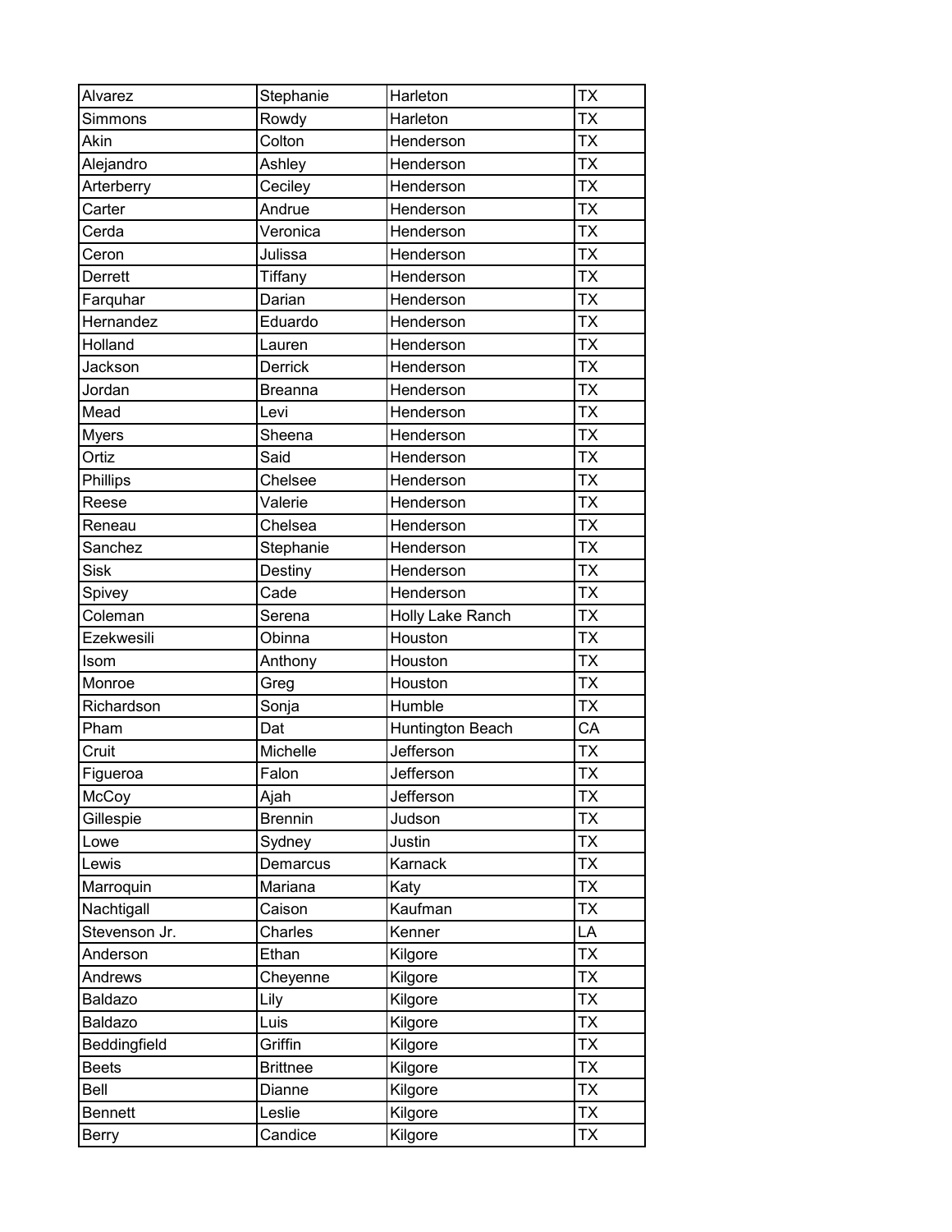| Alvarez | Stephanie | Harleton | TX |
|---|---|---|---|
| Simmons | Rowdy | Harleton | TX |
| Akin | Colton | Henderson | TX |
| Alejandro | Ashley | Henderson | TX |
| Arterberry | Ceciley | Henderson | TX |
| Carter | Andrue | Henderson | TX |
| Cerda | Veronica | Henderson | TX |
| Ceron | Julissa | Henderson | TX |
| Derrett | Tiffany | Henderson | TX |
| Farquhar | Darian | Henderson | TX |
| Hernandez | Eduardo | Henderson | TX |
| Holland | Lauren | Henderson | TX |
| Jackson | Derrick | Henderson | TX |
| Jordan | Breanna | Henderson | TX |
| Mead | Levi | Henderson | TX |
| Myers | Sheena | Henderson | TX |
| Ortiz | Said | Henderson | TX |
| Phillips | Chelsee | Henderson | TX |
| Reese | Valerie | Henderson | TX |
| Reneau | Chelsea | Henderson | TX |
| Sanchez | Stephanie | Henderson | TX |
| Sisk | Destiny | Henderson | TX |
| Spivey | Cade | Henderson | TX |
| Coleman | Serena | Holly Lake Ranch | TX |
| Ezekwesili | Obinna | Houston | TX |
| Isom | Anthony | Houston | TX |
| Monroe | Greg | Houston | TX |
| Richardson | Sonja | Humble | TX |
| Pham | Dat | Huntington Beach | CA |
| Cruit | Michelle | Jefferson | TX |
| Figueroa | Falon | Jefferson | TX |
| McCoy | Ajah | Jefferson | TX |
| Gillespie | Brennin | Judson | TX |
| Lowe | Sydney | Justin | TX |
| Lewis | Demarcus | Karnack | TX |
| Marroquin | Mariana | Katy | TX |
| Nachtigall | Caison | Kaufman | TX |
| Stevenson Jr. | Charles | Kenner | LA |
| Anderson | Ethan | Kilgore | TX |
| Andrews | Cheyenne | Kilgore | TX |
| Baldazo | Lily | Kilgore | TX |
| Baldazo | Luis | Kilgore | TX |
| Beddingfield | Griffin | Kilgore | TX |
| Beets | Brittnee | Kilgore | TX |
| Bell | Dianne | Kilgore | TX |
| Bennett | Leslie | Kilgore | TX |
| Berry | Candice | Kilgore | TX |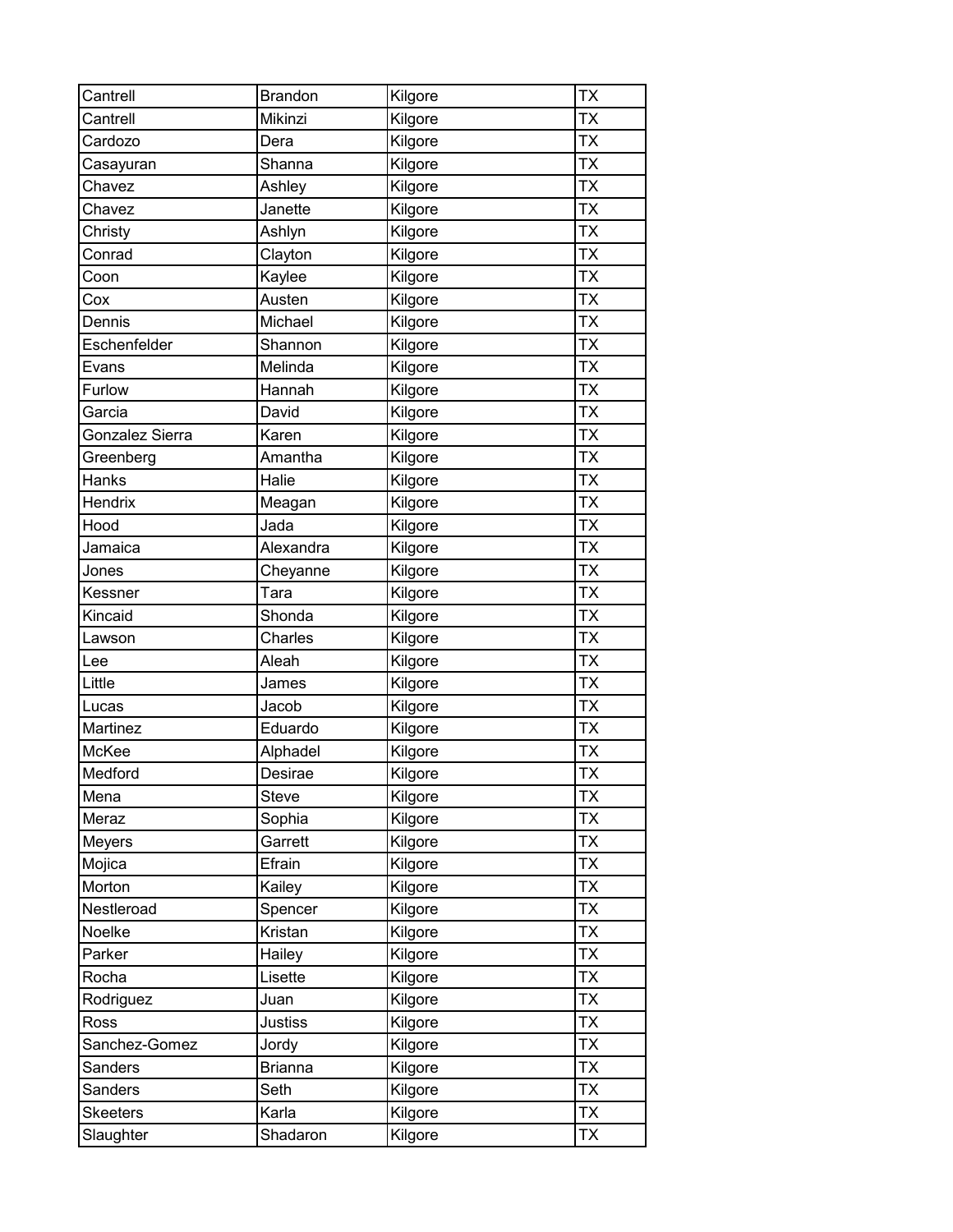| | | | |
|---|---|---|---|
| Cantrell | Brandon | Kilgore | TX |
| Cantrell | Mikinzi | Kilgore | TX |
| Cardozo | Dera | Kilgore | TX |
| Casayuran | Shanna | Kilgore | TX |
| Chavez | Ashley | Kilgore | TX |
| Chavez | Janette | Kilgore | TX |
| Christy | Ashlyn | Kilgore | TX |
| Conrad | Clayton | Kilgore | TX |
| Coon | Kaylee | Kilgore | TX |
| Cox | Austen | Kilgore | TX |
| Dennis | Michael | Kilgore | TX |
| Eschenfelder | Shannon | Kilgore | TX |
| Evans | Melinda | Kilgore | TX |
| Furlow | Hannah | Kilgore | TX |
| Garcia | David | Kilgore | TX |
| Gonzalez Sierra | Karen | Kilgore | TX |
| Greenberg | Amantha | Kilgore | TX |
| Hanks | Halie | Kilgore | TX |
| Hendrix | Meagan | Kilgore | TX |
| Hood | Jada | Kilgore | TX |
| Jamaica | Alexandra | Kilgore | TX |
| Jones | Cheyanne | Kilgore | TX |
| Kessner | Tara | Kilgore | TX |
| Kincaid | Shonda | Kilgore | TX |
| Lawson | Charles | Kilgore | TX |
| Lee | Aleah | Kilgore | TX |
| Little | James | Kilgore | TX |
| Lucas | Jacob | Kilgore | TX |
| Martinez | Eduardo | Kilgore | TX |
| McKee | Alphadel | Kilgore | TX |
| Medford | Desirae | Kilgore | TX |
| Mena | Steve | Kilgore | TX |
| Meraz | Sophia | Kilgore | TX |
| Meyers | Garrett | Kilgore | TX |
| Mojica | Efrain | Kilgore | TX |
| Morton | Kailey | Kilgore | TX |
| Nestleroad | Spencer | Kilgore | TX |
| Noelke | Kristan | Kilgore | TX |
| Parker | Hailey | Kilgore | TX |
| Rocha | Lisette | Kilgore | TX |
| Rodriguez | Juan | Kilgore | TX |
| Ross | Justiss | Kilgore | TX |
| Sanchez-Gomez | Jordy | Kilgore | TX |
| Sanders | Brianna | Kilgore | TX |
| Sanders | Seth | Kilgore | TX |
| Skeeters | Karla | Kilgore | TX |
| Slaughter | Shadaron | Kilgore | TX |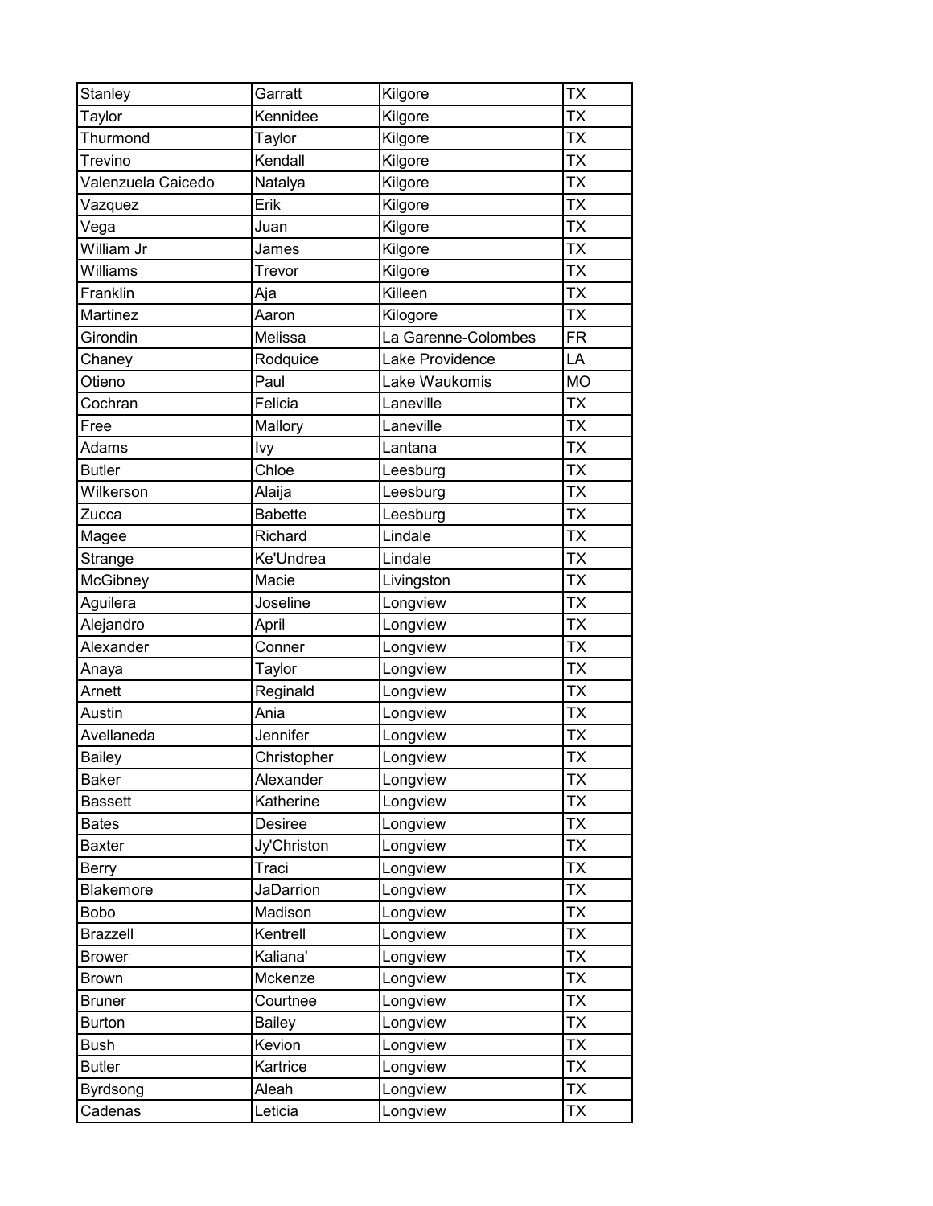| Stanley | Garratt | Kilgore | TX |
|---|---|---|---|
| Taylor | Kennidee | Kilgore | TX |
| Thurmond | Taylor | Kilgore | TX |
| Trevino | Kendall | Kilgore | TX |
| Valenzuela Caicedo | Natalya | Kilgore | TX |
| Vazquez | Erik | Kilgore | TX |
| Vega | Juan | Kilgore | TX |
| William Jr | James | Kilgore | TX |
| Williams | Trevor | Kilgore | TX |
| Franklin | Aja | Killeen | TX |
| Martinez | Aaron | Kilogore | TX |
| Girondin | Melissa | La Garenne-Colombes | FR |
| Chaney | Rodquice | Lake Providence | LA |
| Otieno | Paul | Lake Waukomis | MO |
| Cochran | Felicia | Laneville | TX |
| Free | Mallory | Laneville | TX |
| Adams | Ivy | Lantana | TX |
| Butler | Chloe | Leesburg | TX |
| Wilkerson | Alaija | Leesburg | TX |
| Zucca | Babette | Leesburg | TX |
| Magee | Richard | Lindale | TX |
| Strange | Ke'Undrea | Lindale | TX |
| McGibney | Macie | Livingston | TX |
| Aguilera | Joseline | Longview | TX |
| Alejandro | April | Longview | TX |
| Alexander | Conner | Longview | TX |
| Anaya | Taylor | Longview | TX |
| Arnett | Reginald | Longview | TX |
| Austin | Ania | Longview | TX |
| Avellaneda | Jennifer | Longview | TX |
| Bailey | Christopher | Longview | TX |
| Baker | Alexander | Longview | TX |
| Bassett | Katherine | Longview | TX |
| Bates | Desiree | Longview | TX |
| Baxter | Jy'Christon | Longview | TX |
| Berry | Traci | Longview | TX |
| Blakemore | JaDarrion | Longview | TX |
| Bobo | Madison | Longview | TX |
| Brazzell | Kentrell | Longview | TX |
| Brower | Kaliana' | Longview | TX |
| Brown | Mckenze | Longview | TX |
| Bruner | Courtnee | Longview | TX |
| Burton | Bailey | Longview | TX |
| Bush | Kevion | Longview | TX |
| Butler | Kartrice | Longview | TX |
| Byrdsong | Aleah | Longview | TX |
| Cadenas | Leticia | Longview | TX |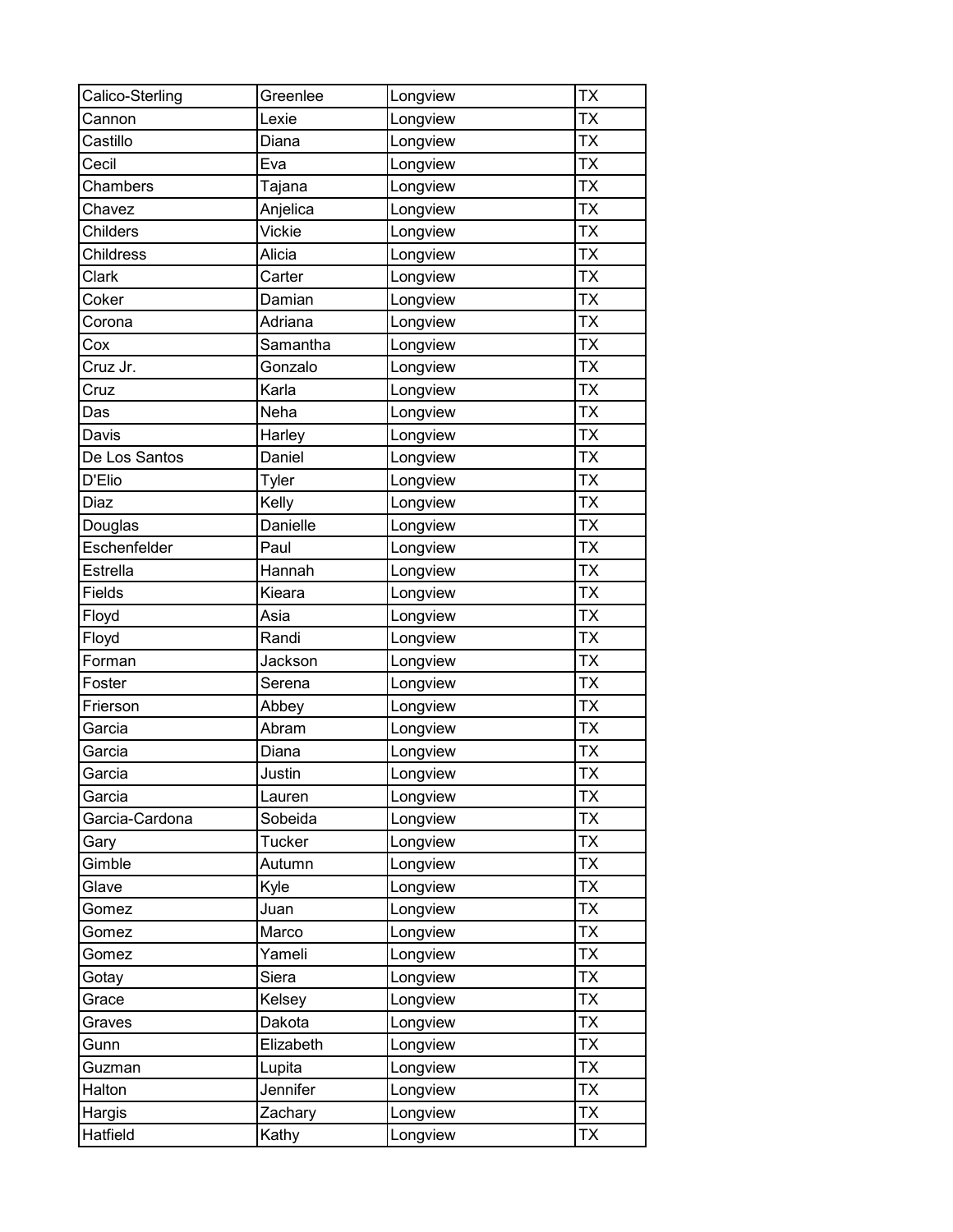| Calico-Sterling | Greenlee | Longview | TX |
|---|---|---|---|
| Cannon | Lexie | Longview | TX |
| Castillo | Diana | Longview | TX |
| Cecil | Eva | Longview | TX |
| Chambers | Tajana | Longview | TX |
| Chavez | Anjelica | Longview | TX |
| Childers | Vickie | Longview | TX |
| Childress | Alicia | Longview | TX |
| Clark | Carter | Longview | TX |
| Coker | Damian | Longview | TX |
| Corona | Adriana | Longview | TX |
| Cox | Samantha | Longview | TX |
| Cruz Jr. | Gonzalo | Longview | TX |
| Cruz | Karla | Longview | TX |
| Das | Neha | Longview | TX |
| Davis | Harley | Longview | TX |
| De Los Santos | Daniel | Longview | TX |
| D'Elio | Tyler | Longview | TX |
| Diaz | Kelly | Longview | TX |
| Douglas | Danielle | Longview | TX |
| Eschenfelder | Paul | Longview | TX |
| Estrella | Hannah | Longview | TX |
| Fields | Kieara | Longview | TX |
| Floyd | Asia | Longview | TX |
| Floyd | Randi | Longview | TX |
| Forman | Jackson | Longview | TX |
| Foster | Serena | Longview | TX |
| Frierson | Abbey | Longview | TX |
| Garcia | Abram | Longview | TX |
| Garcia | Diana | Longview | TX |
| Garcia | Justin | Longview | TX |
| Garcia | Lauren | Longview | TX |
| Garcia-Cardona | Sobeida | Longview | TX |
| Gary | Tucker | Longview | TX |
| Gimble | Autumn | Longview | TX |
| Glave | Kyle | Longview | TX |
| Gomez | Juan | Longview | TX |
| Gomez | Marco | Longview | TX |
| Gomez | Yameli | Longview | TX |
| Gotay | Siera | Longview | TX |
| Grace | Kelsey | Longview | TX |
| Graves | Dakota | Longview | TX |
| Gunn | Elizabeth | Longview | TX |
| Guzman | Lupita | Longview | TX |
| Halton | Jennifer | Longview | TX |
| Hargis | Zachary | Longview | TX |
| Hatfield | Kathy | Longview | TX |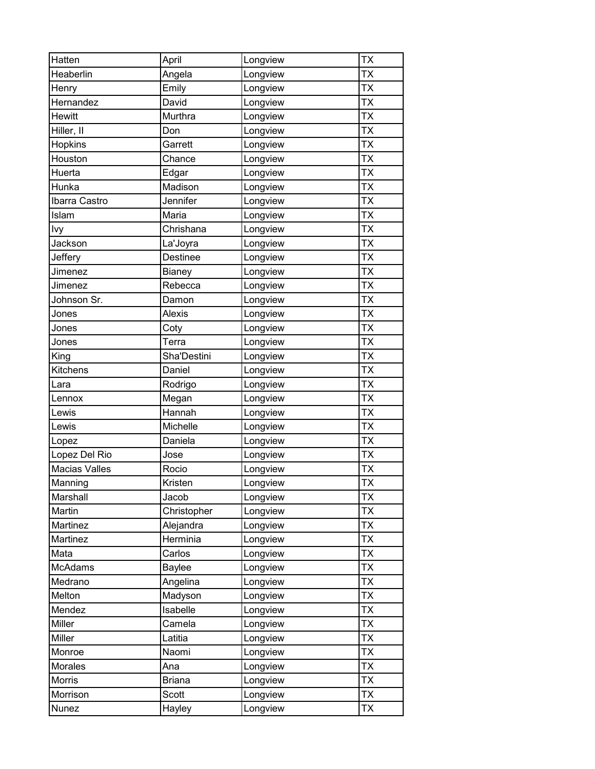| Hatten | April | Longview | TX |
|---|---|---|---|
| Heaberlin | Angela | Longview | TX |
| Henry | Emily | Longview | TX |
| Hernandez | David | Longview | TX |
| Hewitt | Murthra | Longview | TX |
| Hiller, II | Don | Longview | TX |
| Hopkins | Garrett | Longview | TX |
| Houston | Chance | Longview | TX |
| Huerta | Edgar | Longview | TX |
| Hunka | Madison | Longview | TX |
| Ibarra Castro | Jennifer | Longview | TX |
| Islam | Maria | Longview | TX |
| Ivy | Chrishana | Longview | TX |
| Jackson | La'Joyra | Longview | TX |
| Jeffery | Destinee | Longview | TX |
| Jimenez | Bianey | Longview | TX |
| Jimenez | Rebecca | Longview | TX |
| Johnson Sr. | Damon | Longview | TX |
| Jones | Alexis | Longview | TX |
| Jones | Coty | Longview | TX |
| Jones | Terra | Longview | TX |
| King | Sha'Destini | Longview | TX |
| Kitchens | Daniel | Longview | TX |
| Lara | Rodrigo | Longview | TX |
| Lennox | Megan | Longview | TX |
| Lewis | Hannah | Longview | TX |
| Lewis | Michelle | Longview | TX |
| Lopez | Daniela | Longview | TX |
| Lopez Del Rio | Jose | Longview | TX |
| Macias Valles | Rocio | Longview | TX |
| Manning | Kristen | Longview | TX |
| Marshall | Jacob | Longview | TX |
| Martin | Christopher | Longview | TX |
| Martinez | Alejandra | Longview | TX |
| Martinez | Herminia | Longview | TX |
| Mata | Carlos | Longview | TX |
| McAdams | Baylee | Longview | TX |
| Medrano | Angelina | Longview | TX |
| Melton | Madyson | Longview | TX |
| Mendez | Isabelle | Longview | TX |
| Miller | Camela | Longview | TX |
| Miller | Latitia | Longview | TX |
| Monroe | Naomi | Longview | TX |
| Morales | Ana | Longview | TX |
| Morris | Briana | Longview | TX |
| Morrison | Scott | Longview | TX |
| Nunez | Hayley | Longview | TX |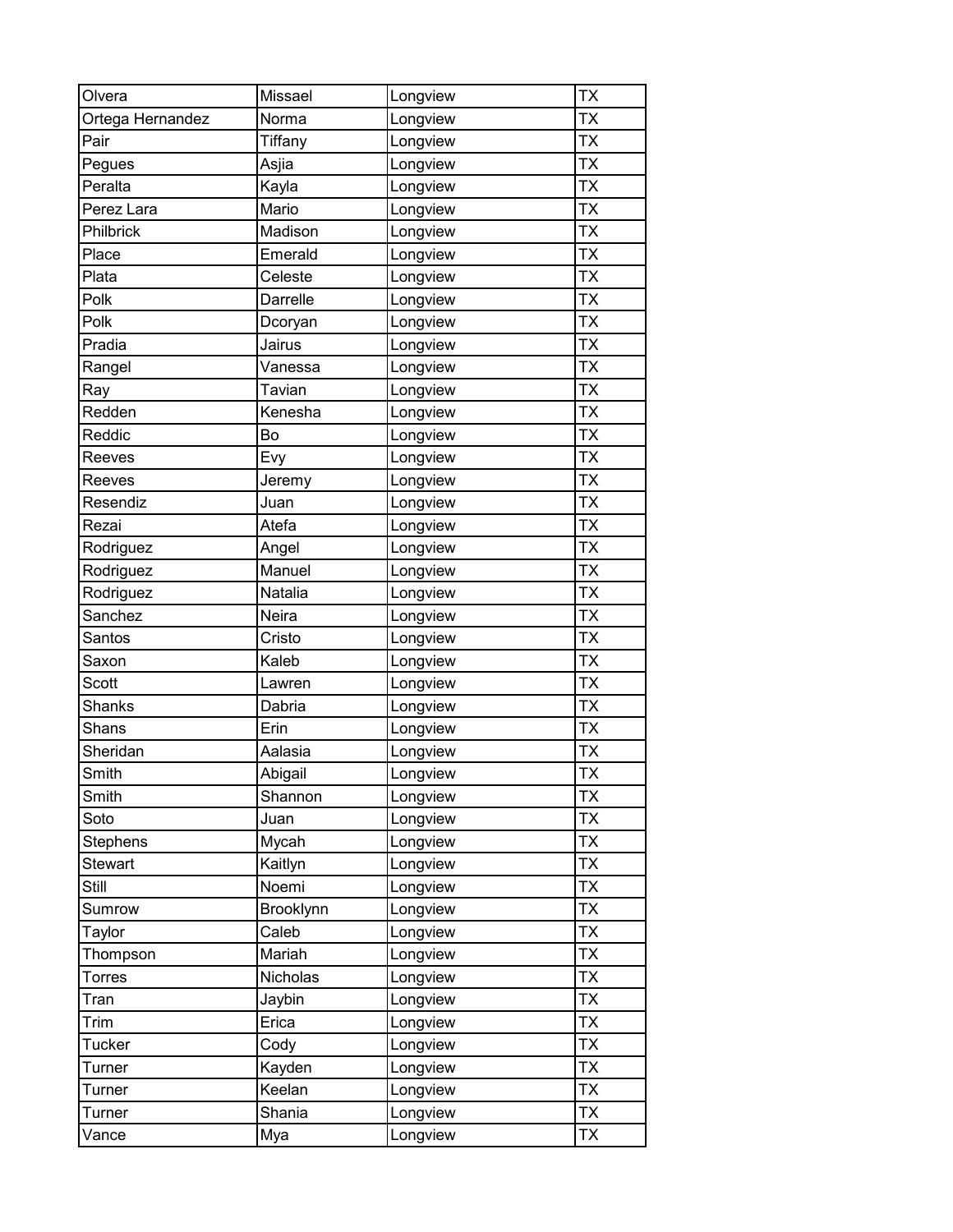| Olvera | Missael | Longview | TX |
|---|---|---|---|
| Ortega Hernandez | Norma | Longview | TX |
| Pair | Tiffany | Longview | TX |
| Pegues | Asjia | Longview | TX |
| Peralta | Kayla | Longview | TX |
| Perez Lara | Mario | Longview | TX |
| Philbrick | Madison | Longview | TX |
| Place | Emerald | Longview | TX |
| Plata | Celeste | Longview | TX |
| Polk | Darrelle | Longview | TX |
| Polk | Dcoryan | Longview | TX |
| Pradia | Jairus | Longview | TX |
| Rangel | Vanessa | Longview | TX |
| Ray | Tavian | Longview | TX |
| Redden | Kenesha | Longview | TX |
| Reddic | Bo | Longview | TX |
| Reeves | Evy | Longview | TX |
| Reeves | Jeremy | Longview | TX |
| Resendiz | Juan | Longview | TX |
| Rezai | Atefa | Longview | TX |
| Rodriguez | Angel | Longview | TX |
| Rodriguez | Manuel | Longview | TX |
| Rodriguez | Natalia | Longview | TX |
| Sanchez | Neira | Longview | TX |
| Santos | Cristo | Longview | TX |
| Saxon | Kaleb | Longview | TX |
| Scott | Lawren | Longview | TX |
| Shanks | Dabria | Longview | TX |
| Shans | Erin | Longview | TX |
| Sheridan | Aalasia | Longview | TX |
| Smith | Abigail | Longview | TX |
| Smith | Shannon | Longview | TX |
| Soto | Juan | Longview | TX |
| Stephens | Mycah | Longview | TX |
| Stewart | Kaitlyn | Longview | TX |
| Still | Noemi | Longview | TX |
| Sumrow | Brooklynn | Longview | TX |
| Taylor | Caleb | Longview | TX |
| Thompson | Mariah | Longview | TX |
| Torres | Nicholas | Longview | TX |
| Tran | Jaybin | Longview | TX |
| Trim | Erica | Longview | TX |
| Tucker | Cody | Longview | TX |
| Turner | Kayden | Longview | TX |
| Turner | Keelan | Longview | TX |
| Turner | Shania | Longview | TX |
| Vance | Mya | Longview | TX |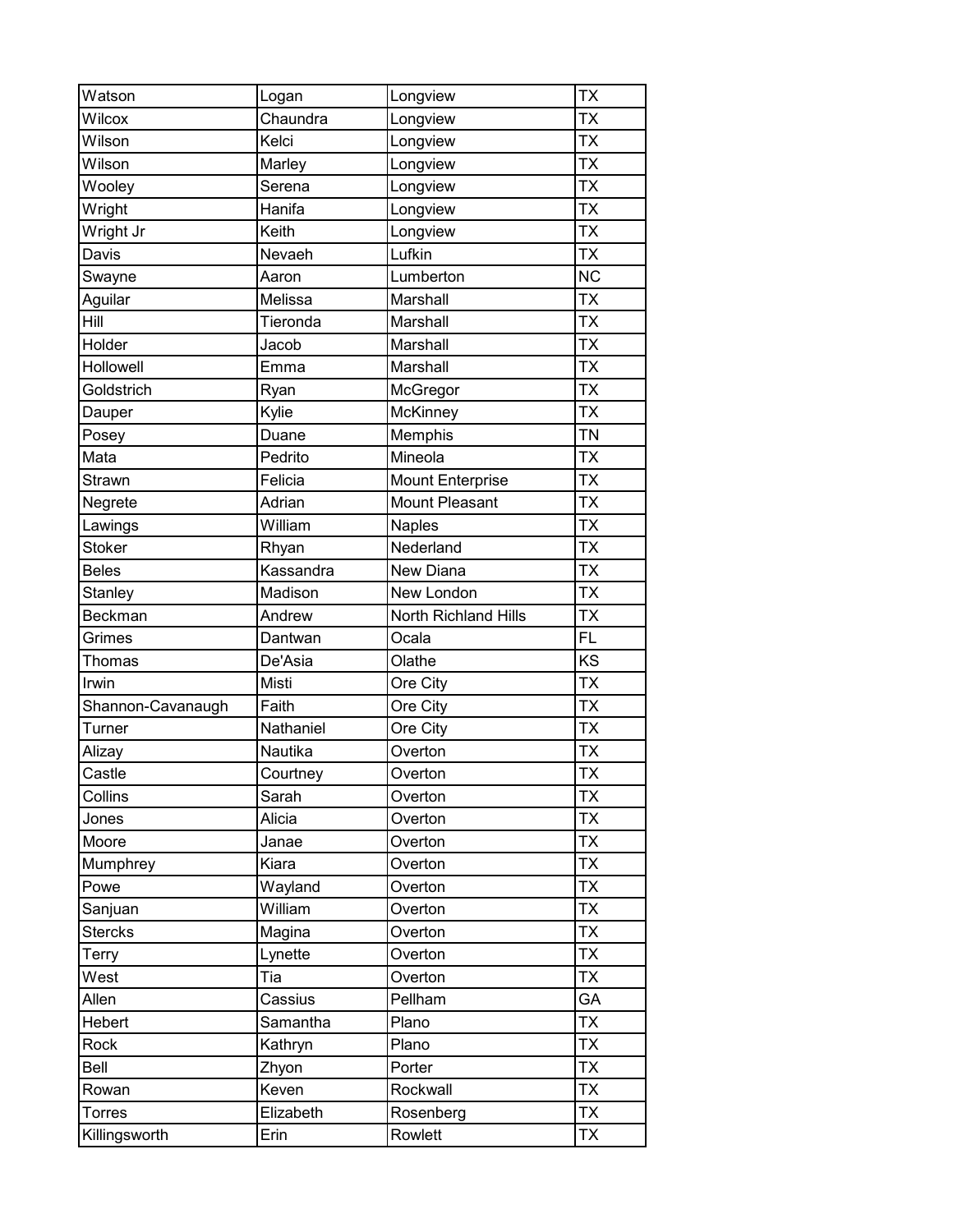| Watson | Logan | Longview | TX |
|---|---|---|---|
| Wilcox | Chaundra | Longview | TX |
| Wilson | Kelci | Longview | TX |
| Wilson | Marley | Longview | TX |
| Wooley | Serena | Longview | TX |
| Wright | Hanifa | Longview | TX |
| Wright Jr | Keith | Longview | TX |
| Davis | Nevaeh | Lufkin | TX |
| Swayne | Aaron | Lumberton | NC |
| Aguilar | Melissa | Marshall | TX |
| Hill | Tieronda | Marshall | TX |
| Holder | Jacob | Marshall | TX |
| Hollowell | Emma | Marshall | TX |
| Goldstrich | Ryan | McGregor | TX |
| Dauper | Kylie | McKinney | TX |
| Posey | Duane | Memphis | TN |
| Mata | Pedrito | Mineola | TX |
| Strawn | Felicia | Mount Enterprise | TX |
| Negrete | Adrian | Mount Pleasant | TX |
| Lawings | William | Naples | TX |
| Stoker | Rhyan | Nederland | TX |
| Beles | Kassandra | New Diana | TX |
| Stanley | Madison | New London | TX |
| Beckman | Andrew | North Richland Hills | TX |
| Grimes | Dantwan | Ocala | FL |
| Thomas | De'Asia | Olathe | KS |
| Irwin | Misti | Ore City | TX |
| Shannon-Cavanaugh | Faith | Ore City | TX |
| Turner | Nathaniel | Ore City | TX |
| Alizay | Nautika | Overton | TX |
| Castle | Courtney | Overton | TX |
| Collins | Sarah | Overton | TX |
| Jones | Alicia | Overton | TX |
| Moore | Janae | Overton | TX |
| Mumphrey | Kiara | Overton | TX |
| Powe | Wayland | Overton | TX |
| Sanjuan | William | Overton | TX |
| Stercks | Magina | Overton | TX |
| Terry | Lynette | Overton | TX |
| West | Tia | Overton | TX |
| Allen | Cassius | Pellham | GA |
| Hebert | Samantha | Plano | TX |
| Rock | Kathryn | Plano | TX |
| Bell | Zhyon | Porter | TX |
| Rowan | Keven | Rockwall | TX |
| Torres | Elizabeth | Rosenberg | TX |
| Killingsworth | Erin | Rowlett | TX |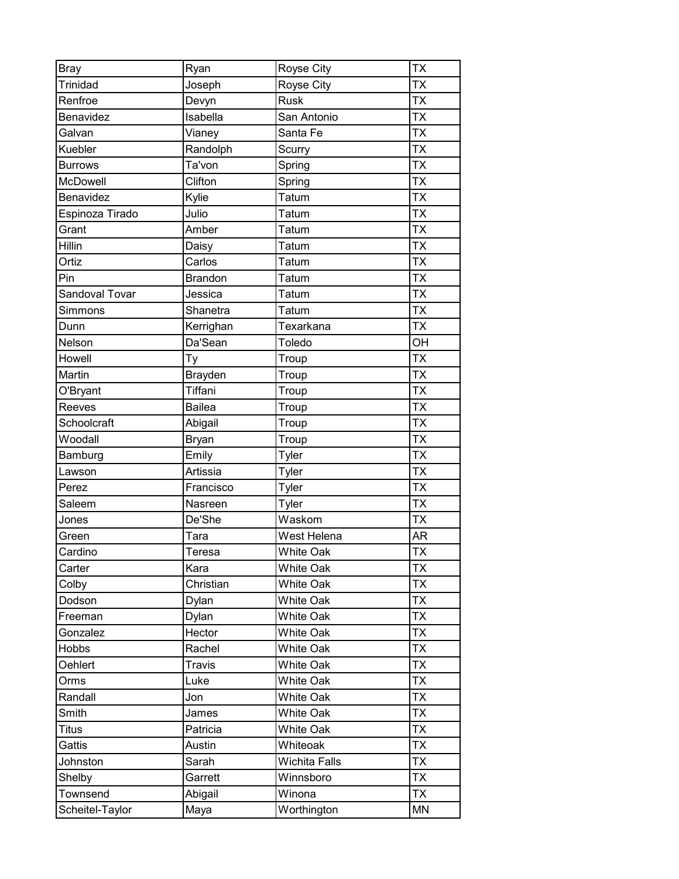| Bray | Ryan | Royse City | TX |
|---|---|---|---|
| Trinidad | Joseph | Royse City | TX |
| Renfroe | Devyn | Rusk | TX |
| Benavidez | Isabella | San Antonio | TX |
| Galvan | Vianey | Santa Fe | TX |
| Kuebler | Randolph | Scurry | TX |
| Burrows | Ta'von | Spring | TX |
| McDowell | Clifton | Spring | TX |
| Benavidez | Kylie | Tatum | TX |
| Espinoza Tirado | Julio | Tatum | TX |
| Grant | Amber | Tatum | TX |
| Hillin | Daisy | Tatum | TX |
| Ortiz | Carlos | Tatum | TX |
| Pin | Brandon | Tatum | TX |
| Sandoval Tovar | Jessica | Tatum | TX |
| Simmons | Shanetra | Tatum | TX |
| Dunn | Kerrighan | Texarkana | TX |
| Nelson | Da'Sean | Toledo | OH |
| Howell | Ty | Troup | TX |
| Martin | Brayden | Troup | TX |
| O'Bryant | Tiffani | Troup | TX |
| Reeves | Bailea | Troup | TX |
| Schoolcraft | Abigail | Troup | TX |
| Woodall | Bryan | Troup | TX |
| Bamburg | Emily | Tyler | TX |
| Lawson | Artissia | Tyler | TX |
| Perez | Francisco | Tyler | TX |
| Saleem | Nasreen | Tyler | TX |
| Jones | De'She | Waskom | TX |
| Green | Tara | West Helena | AR |
| Cardino | Teresa | White Oak | TX |
| Carter | Kara | White Oak | TX |
| Colby | Christian | White Oak | TX |
| Dodson | Dylan | White Oak | TX |
| Freeman | Dylan | White Oak | TX |
| Gonzalez | Hector | White Oak | TX |
| Hobbs | Rachel | White Oak | TX |
| Oehlert | Travis | White Oak | TX |
| Orms | Luke | White Oak | TX |
| Randall | Jon | White Oak | TX |
| Smith | James | White Oak | TX |
| Titus | Patricia | White Oak | TX |
| Gattis | Austin | Whiteoak | TX |
| Johnston | Sarah | Wichita Falls | TX |
| Shelby | Garrett | Winnsboro | TX |
| Townsend | Abigail | Winona | TX |
| Scheitel-Taylor | Maya | Worthington | MN |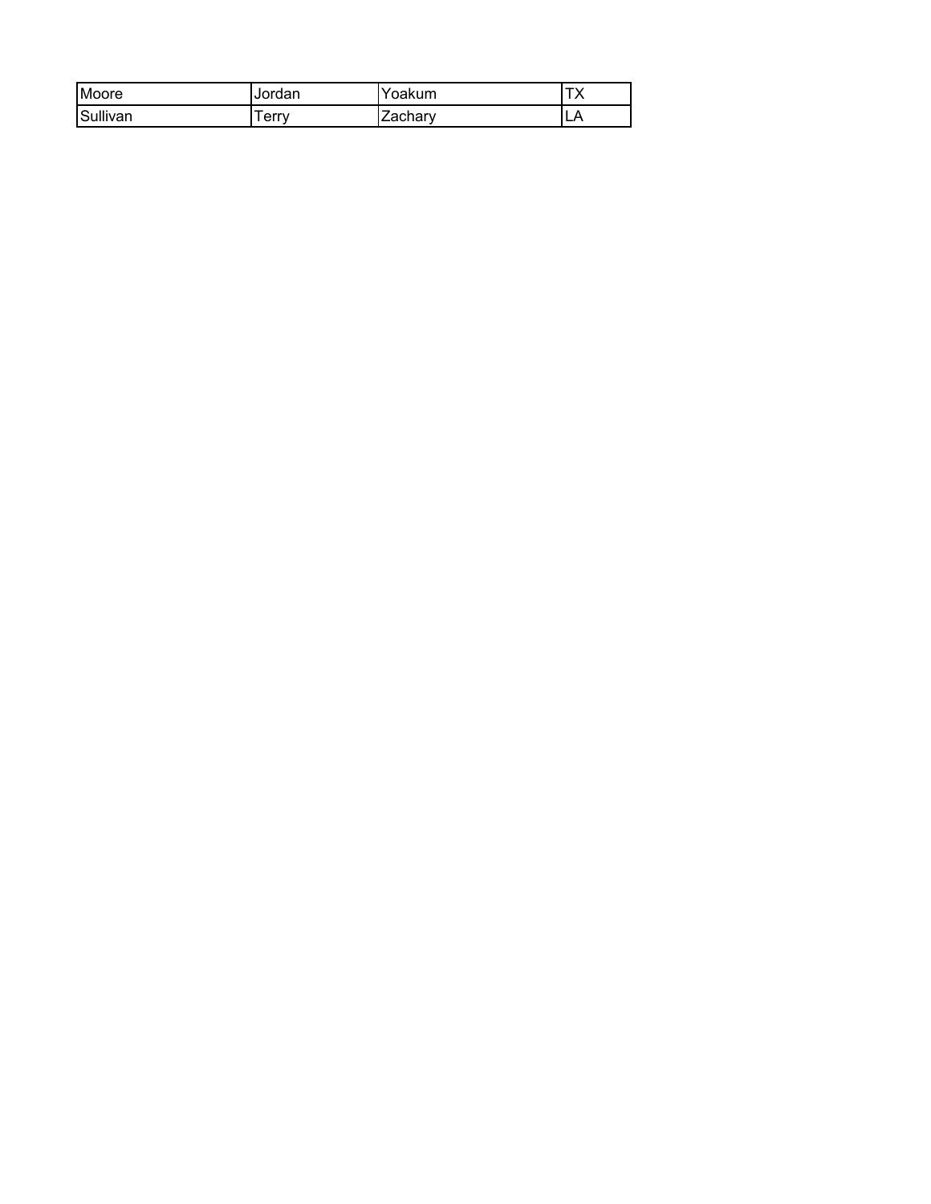| | | | |
|---|---|---|---|
| Moore | Jordan | Yoakum | TX |
| Sullivan | Terry | Zachary | LA |